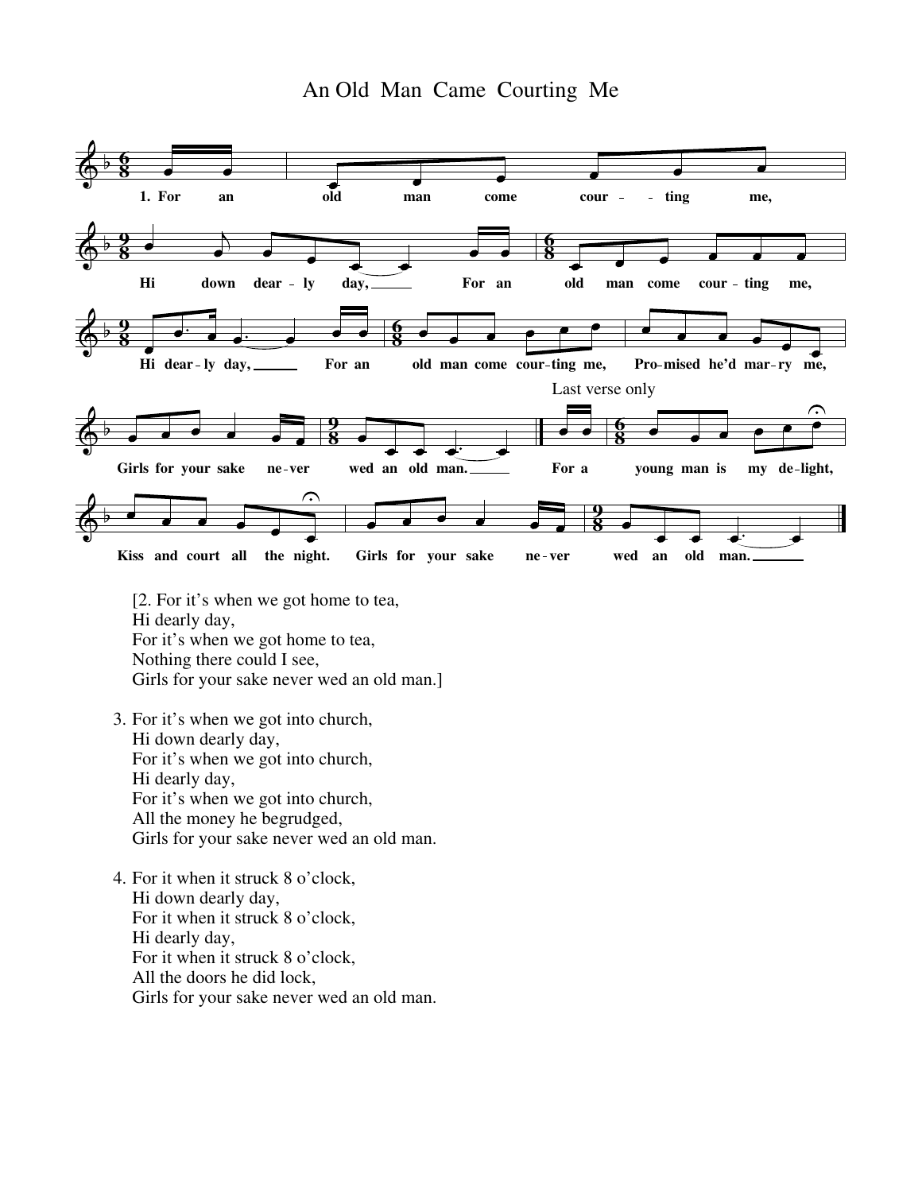# An Old Man Came Courting Me

1. For an old man come courting me,
Hi down dearly day,
For an old man come courting me,
Hi dearly day,
For an old man come courting me,
Promised he'd marry me,
Girls for your sake never wed an old man.

*Last verse only*

For a young man is my delight,
Kiss and court all the night.
Girls for your sake never wed an old man.

[2. For it's when we got home to tea,
Hi dearly day,
For it's when we got home to tea,
Nothing there could I see,
Girls for your sake never wed an old man.]

3. For it's when we got into church,
Hi down dearly day,
For it's when we got into church,
Hi dearly day,
For it's when we got into church,
All the money he begrudged,
Girls for your sake never wed an old man.

4. For it when it struck 8 o'clock,
Hi down dearly day,
For it when it struck 8 o'clock,
Hi dearly day,
For it when it struck 8 o'clock,
All the doors he did lock,
Girls for your sake never wed an old man.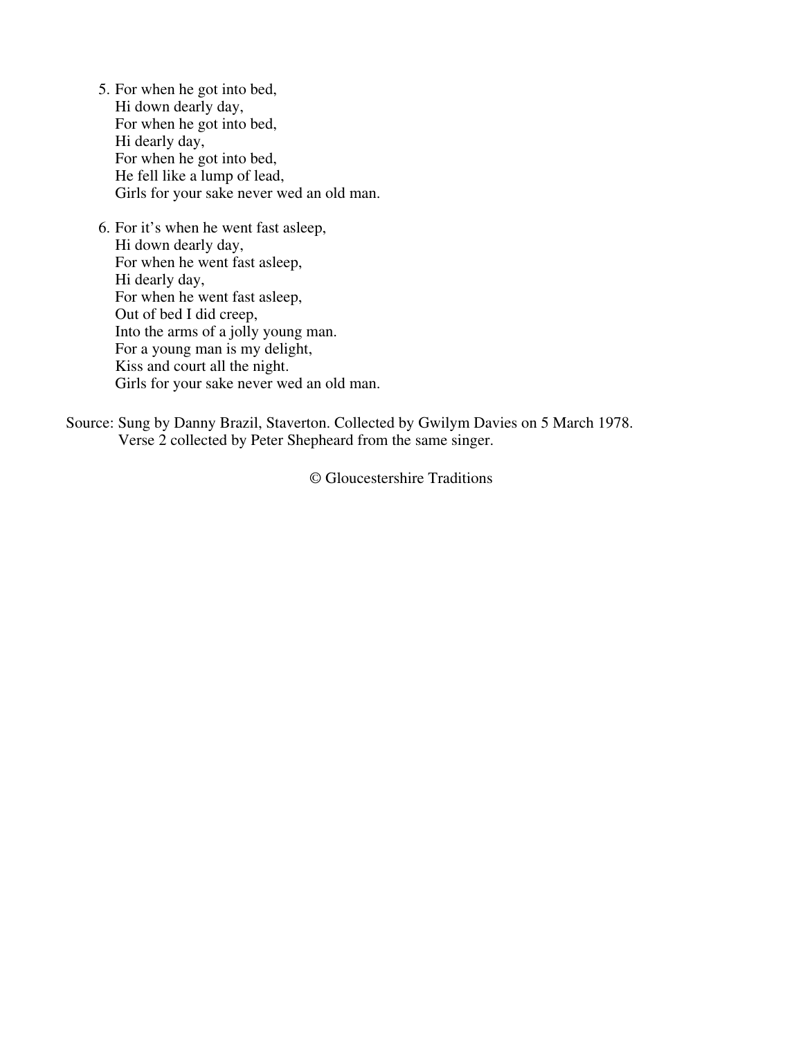5. For when he got into bed,  
   Hi down dearly day,  
   For when he got into bed,  
   Hi dearly day,  
   For when he got into bed,  
   He fell like a lump of lead,  
   Girls for your sake never wed an old man.

6. For it's when he went fast asleep,  
   Hi down dearly day,  
   For when he went fast asleep,  
   Hi dearly day,  
   For when he went fast asleep,  
   Out of bed I did creep,  
   Into the arms of a jolly young man.  
   For a young man is my delight,  
   Kiss and court all the night.  
   Girls for your sake never wed an old man.

Source: Sung by Danny Brazil, Staverton. Collected by Gwilym Davies on 5 March 1978.  
Verse 2 collected by Peter Shepheard from the same singer.

© Gloucestershire Traditions